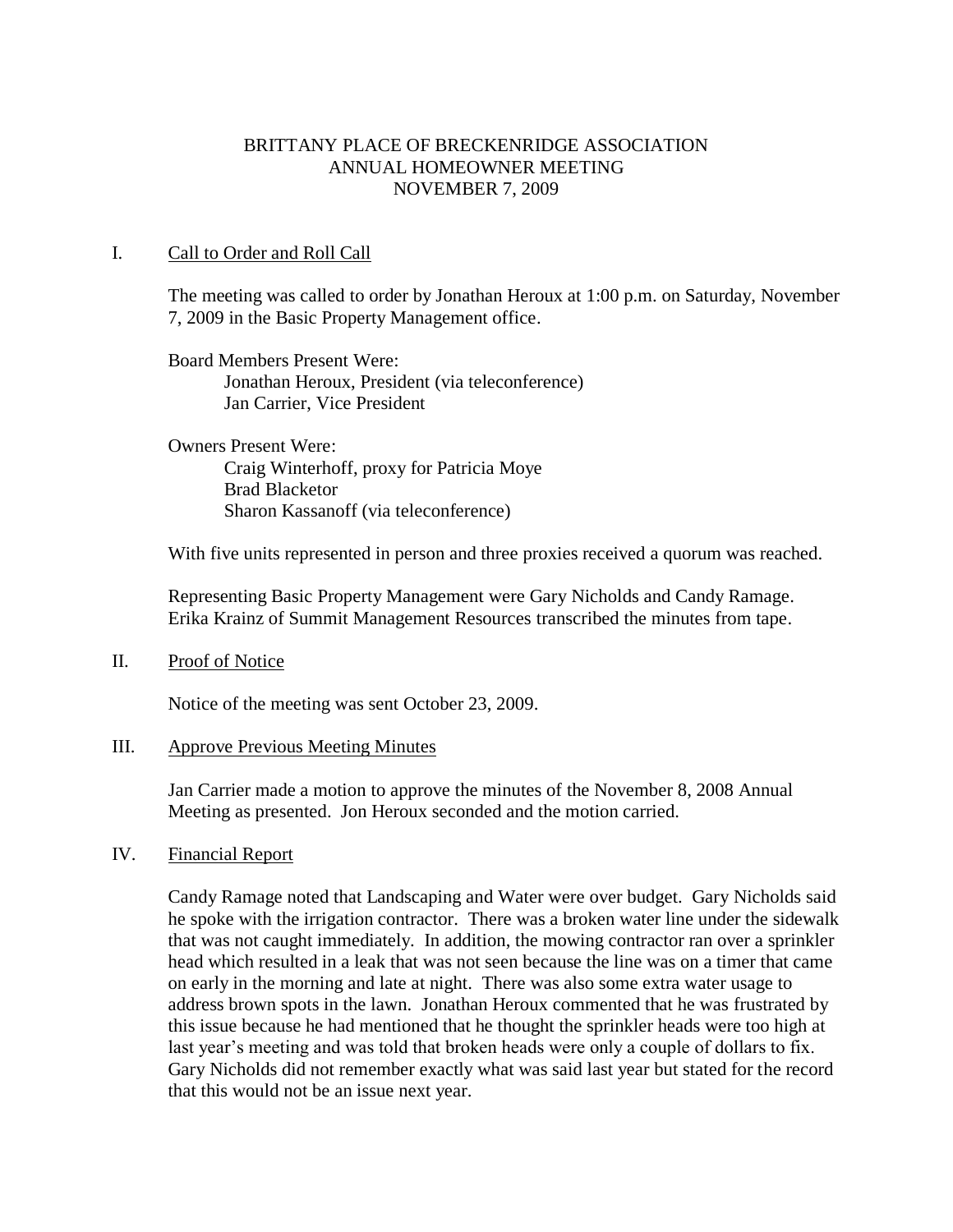# BRITTANY PLACE OF BRECKENRIDGE ASSOCIATION
## ANNUAL HOMEOWNER MEETING
## NOVEMBER 7, 2009

## I. Call to Order and Roll Call

The meeting was called to order by Jonathan Heroux at 1:00 p.m. on Saturday, November 7, 2009 in the Basic Property Management office.

Board Members Present Were:
- Jonathan Heroux, President (via teleconference)
- Jan Carrier, Vice President

Owners Present Were:
- Craig Winterhoff, proxy for Patricia Moye
- Brad Blacketor
- Sharon Kassanoff (via teleconference)

With five units represented in person and three proxies received a quorum was reached.

Representing Basic Property Management were Gary Nicholds and Candy Ramage. Erika Krainz of Summit Management Resources transcribed the minutes from tape.

## II. Proof of Notice

Notice of the meeting was sent October 23, 2009.

## III. Approve Previous Meeting Minutes

Jan Carrier made a motion to approve the minutes of the November 8, 2008 Annual Meeting as presented. Jon Heroux seconded and the motion carried.

## IV. Financial Report

Candy Ramage noted that Landscaping and Water were over budget. Gary Nicholds said he spoke with the irrigation contractor. There was a broken water line under the sidewalk that was not caught immediately. In addition, the mowing contractor ran over a sprinkler head which resulted in a leak that was not seen because the line was on a timer that came on early in the morning and late at night. There was also some extra water usage to address brown spots in the lawn. Jonathan Heroux commented that he was frustrated by this issue because he had mentioned that he thought the sprinkler heads were too high at last year's meeting and was told that broken heads were only a couple of dollars to fix. Gary Nicholds did not remember exactly what was said last year but stated for the record that this would not be an issue next year.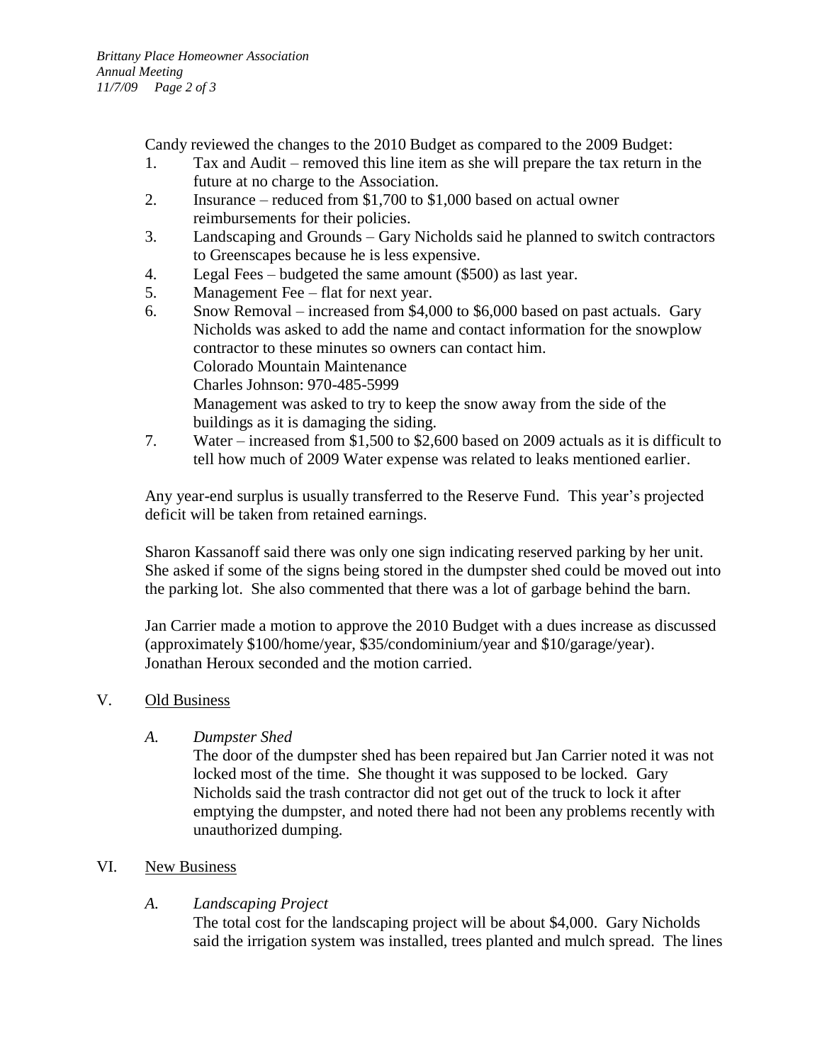Candy reviewed the changes to the 2010 Budget as compared to the 2009 Budget:

1. Tax and Audit – removed this line item as she will prepare the tax return in the future at no charge to the Association.
2. Insurance – reduced from $1,700 to $1,000 based on actual owner reimbursements for their policies.
3. Landscaping and Grounds – Gary Nicholds said he planned to switch contractors to Greenscapes because he is less expensive.
4. Legal Fees – budgeted the same amount ($500) as last year.
5. Management Fee – flat for next year.
6. Snow Removal – increased from $4,000 to $6,000 based on past actuals. Gary Nicholds was asked to add the name and contact information for the snowplow contractor to these minutes so owners can contact him.
   Colorado Mountain Maintenance
   Charles Johnson: 970-485-5999
   Management was asked to try to keep the snow away from the side of the buildings as it is damaging the siding.
7. Water – increased from $1,500 to $2,600 based on 2009 actuals as it is difficult to tell how much of 2009 Water expense was related to leaks mentioned earlier.

Any year-end surplus is usually transferred to the Reserve Fund. This year's projected deficit will be taken from retained earnings.

Sharon Kassanoff said there was only one sign indicating reserved parking by her unit. She asked if some of the signs being stored in the dumpster shed could be moved out into the parking lot. She also commented that there was a lot of garbage behind the barn.

Jan Carrier made a motion to approve the 2010 Budget with a dues increase as discussed (approximately $100/home/year, $35/condominium/year and $10/garage/year). Jonathan Heroux seconded and the motion carried.

## V. Old Business

### *A. Dumpster Shed*

The door of the dumpster shed has been repaired but Jan Carrier noted it was not locked most of the time. She thought it was supposed to be locked. Gary Nicholds said the trash contractor did not get out of the truck to lock it after emptying the dumpster, and noted there had not been any problems recently with unauthorized dumping.

## VI. New Business

### *A. Landscaping Project*

The total cost for the landscaping project will be about $4,000. Gary Nicholds said the irrigation system was installed, trees planted and mulch spread. The lines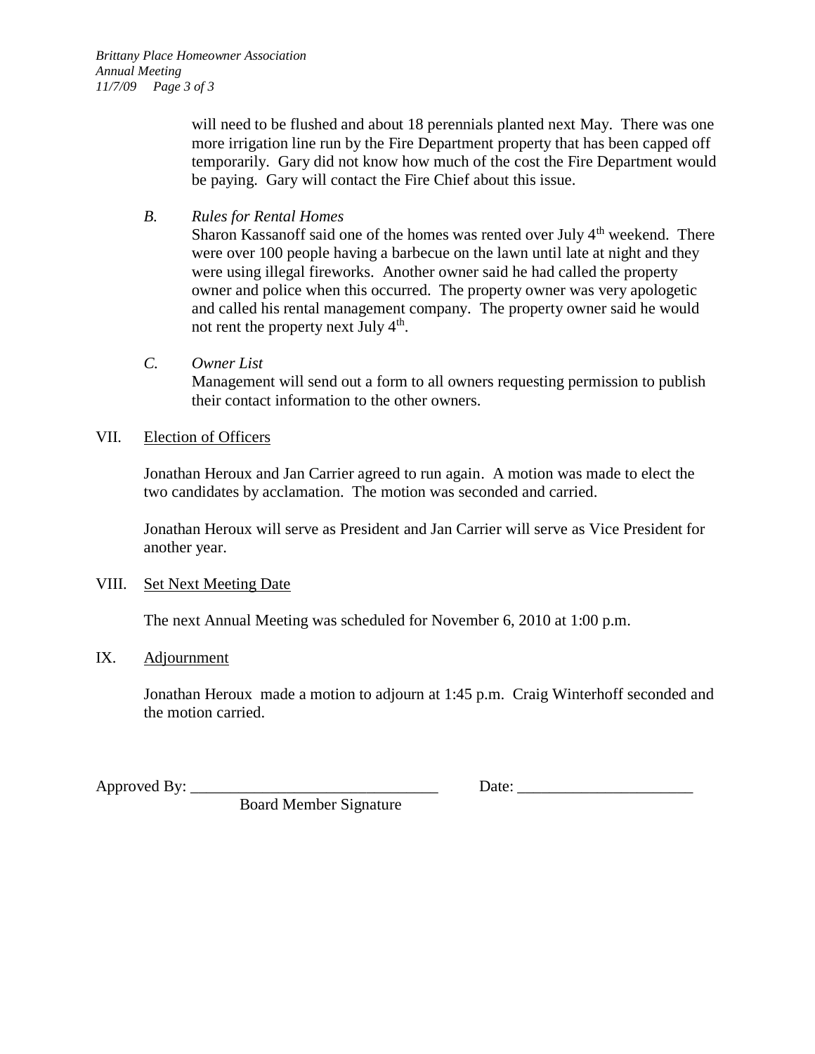will need to be flushed and about 18 perennials planted next May. There was one more irrigation line run by the Fire Department property that has been capped off temporarily. Gary did not know how much of the cost the Fire Department would be paying. Gary will contact the Fire Chief about this issue.

*B.* *Rules for Rental Homes*

Sharon Kassanoff said one of the homes was rented over July 4th weekend. There were over 100 people having a barbecue on the lawn until late at night and they were using illegal fireworks. Another owner said he had called the property owner and police when this occurred. The property owner was very apologetic and called his rental management company. The property owner said he would not rent the property next July 4th.

*C.* *Owner List*

Management will send out a form to all owners requesting permission to publish their contact information to the other owners.

VII. <u>Election of Officers</u>

Jonathan Heroux and Jan Carrier agreed to run again. A motion was made to elect the two candidates by acclamation. The motion was seconded and carried.

Jonathan Heroux will serve as President and Jan Carrier will serve as Vice President for another year.

VIII. <u>Set Next Meeting Date</u>

The next Annual Meeting was scheduled for November 6, 2010 at 1:00 p.m.

IX. <u>Adjournment</u>

Jonathan Heroux made a motion to adjourn at 1:45 p.m. Craig Winterhoff seconded and the motion carried.

Approved By: _______________________________ Date: ______________________

Board Member Signature